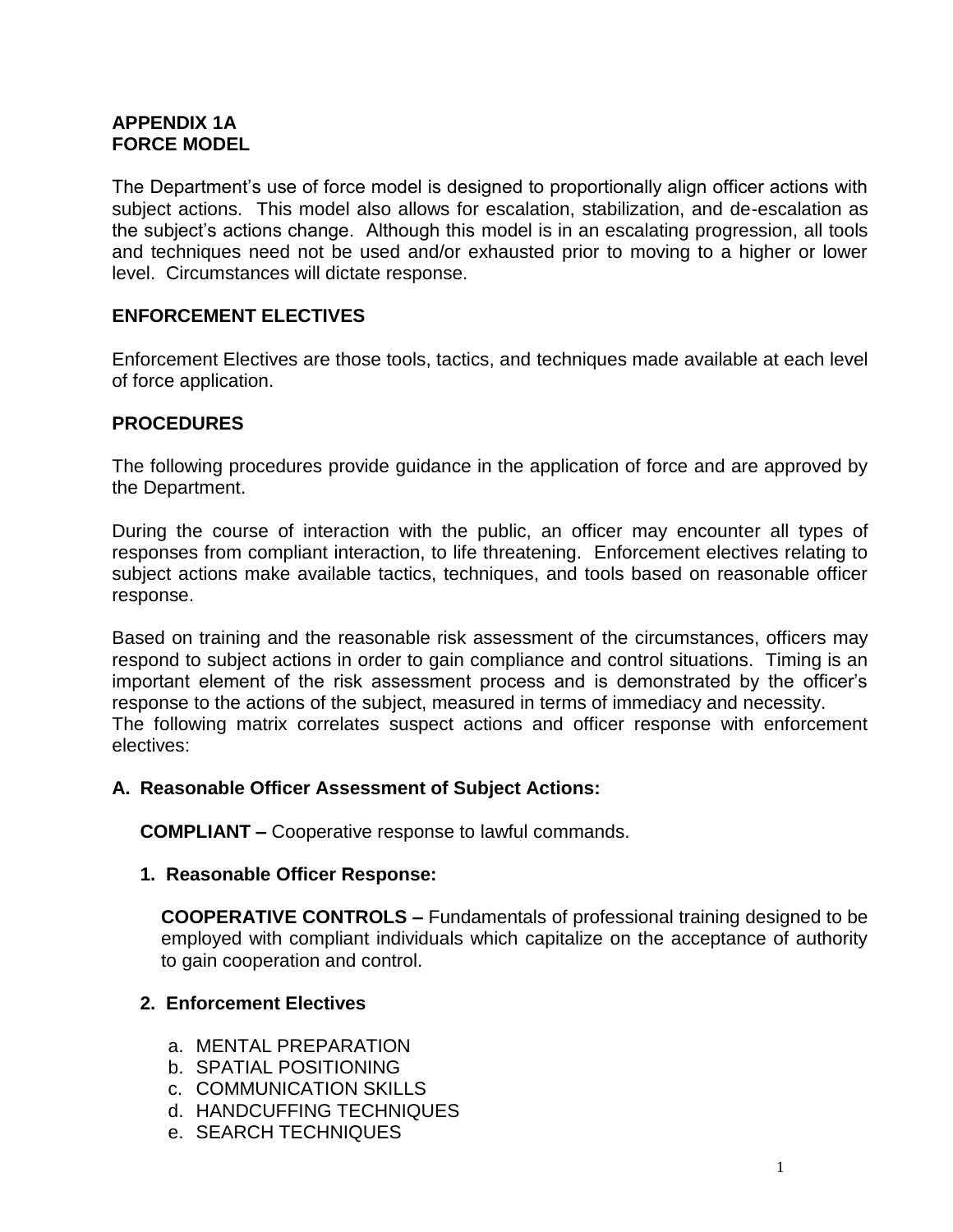## APPENDIX 1A
## FORCE MODEL

The Department's use of force model is designed to proportionally align officer actions with subject actions. This model also allows for escalation, stabilization, and de-escalation as the subject's actions change. Although this model is in an escalating progression, all tools and techniques need not be used and/or exhausted prior to moving to a higher or lower level. Circumstances will dictate response.

### ENFORCEMENT ELECTIVES

Enforcement Electives are those tools, tactics, and techniques made available at each level of force application.

### PROCEDURES

The following procedures provide guidance in the application of force and are approved by the Department.

During the course of interaction with the public, an officer may encounter all types of responses from compliant interaction, to life threatening. Enforcement electives relating to subject actions make available tactics, techniques, and tools based on reasonable officer response.

Based on training and the reasonable risk assessment of the circumstances, officers may respond to subject actions in order to gain compliance and control situations. Timing is an important element of the risk assessment process and is demonstrated by the officer's response to the actions of the subject, measured in terms of immediacy and necessity.
The following matrix correlates suspect actions and officer response with enforcement electives:

**A. Reasonable Officer Assessment of Subject Actions:**

**COMPLIANT –** Cooperative response to lawful commands.

**1. Reasonable Officer Response:**

**COOPERATIVE CONTROLS –** Fundamentals of professional training designed to be employed with compliant individuals which capitalize on the acceptance of authority to gain cooperation and control.

**2. Enforcement Electives**

a. MENTAL PREPARATION
b. SPATIAL POSITIONING
c. COMMUNICATION SKILLS
d. HANDCUFFING TECHNIQUES
e. SEARCH TECHNIQUES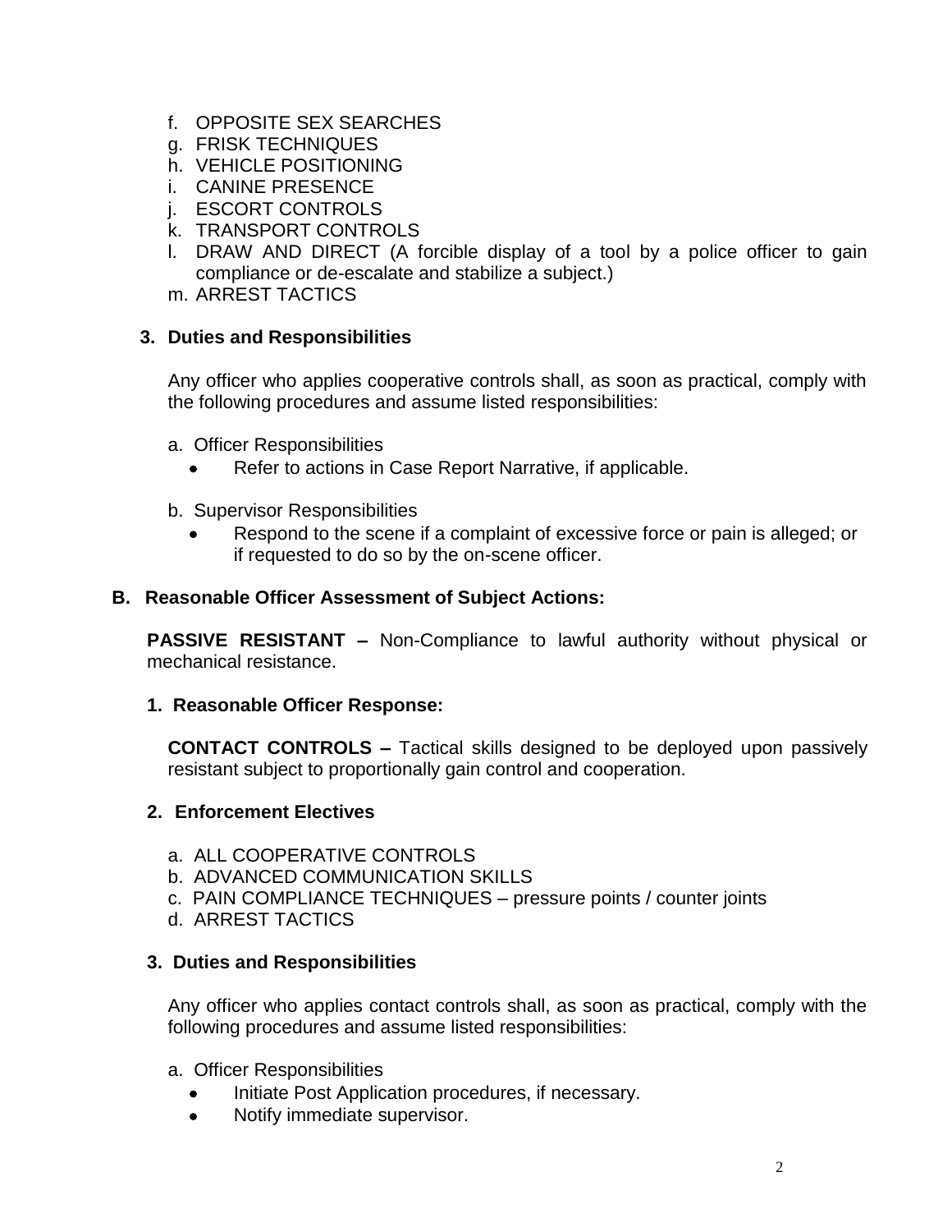f. OPPOSITE SEX SEARCHES
g. FRISK TECHNIQUES
h. VEHICLE POSITIONING
i. CANINE PRESENCE
j. ESCORT CONTROLS
k. TRANSPORT CONTROLS
l. DRAW AND DIRECT (A forcible display of a tool by a police officer to gain compliance or de-escalate and stabilize a subject.)
m. ARREST TACTICS

**3. Duties and Responsibilities**

Any officer who applies cooperative controls shall, as soon as practical, comply with the following procedures and assume listed responsibilities:

a. Officer Responsibilities
- Refer to actions in Case Report Narrative, if applicable.

b. Supervisor Responsibilities
- Respond to the scene if a complaint of excessive force or pain is alleged; or if requested to do so by the on-scene officer.

**B. Reasonable Officer Assessment of Subject Actions:**

**PASSIVE RESISTANT –** Non-Compliance to lawful authority without physical or mechanical resistance.

**1. Reasonable Officer Response:**

**CONTACT CONTROLS –** Tactical skills designed to be deployed upon passively resistant subject to proportionally gain control and cooperation.

**2. Enforcement Electives**

a. ALL COOPERATIVE CONTROLS
b. ADVANCED COMMUNICATION SKILLS
c. PAIN COMPLIANCE TECHNIQUES – pressure points / counter joints
d. ARREST TACTICS

**3. Duties and Responsibilities**

Any officer who applies contact controls shall, as soon as practical, comply with the following procedures and assume listed responsibilities:

a. Officer Responsibilities
- Initiate Post Application procedures, if necessary.
- Notify immediate supervisor.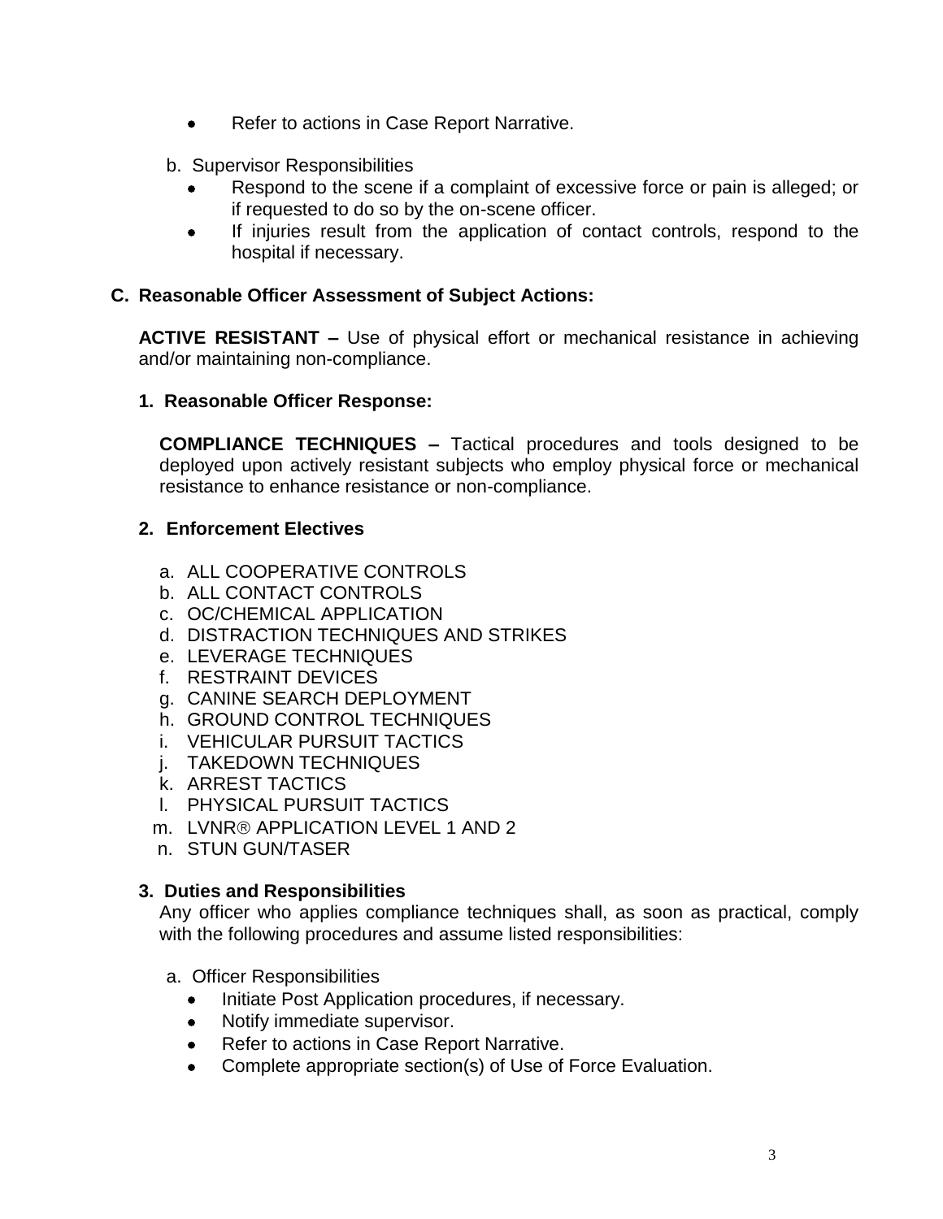- Refer to actions in Case Report Narrative.

b. Supervisor Responsibilities
- Respond to the scene if a complaint of excessive force or pain is alleged; or if requested to do so by the on-scene officer.
- If injuries result from the application of contact controls, respond to the hospital if necessary.

### C. Reasonable Officer Assessment of Subject Actions:

**ACTIVE RESISTANT –** Use of physical effort or mechanical resistance in achieving and/or maintaining non-compliance.

#### 1. Reasonable Officer Response:

**COMPLIANCE TECHNIQUES –** Tactical procedures and tools designed to be deployed upon actively resistant subjects who employ physical force or mechanical resistance to enhance resistance or non-compliance.

#### 2. Enforcement Electives

a. ALL COOPERATIVE CONTROLS
b. ALL CONTACT CONTROLS
c. OC/CHEMICAL APPLICATION
d. DISTRACTION TECHNIQUES AND STRIKES
e. LEVERAGE TECHNIQUES
f. RESTRAINT DEVICES
g. CANINE SEARCH DEPLOYMENT
h. GROUND CONTROL TECHNIQUES
i. VEHICULAR PURSUIT TACTICS
j. TAKEDOWN TECHNIQUES
k. ARREST TACTICS
l. PHYSICAL PURSUIT TACTICS
m. LVNR® APPLICATION LEVEL 1 AND 2
n. STUN GUN/TASER

#### 3. Duties and Responsibilities

Any officer who applies compliance techniques shall, as soon as practical, comply with the following procedures and assume listed responsibilities:

a. Officer Responsibilities
- Initiate Post Application procedures, if necessary.
- Notify immediate supervisor.
- Refer to actions in Case Report Narrative.
- Complete appropriate section(s) of Use of Force Evaluation.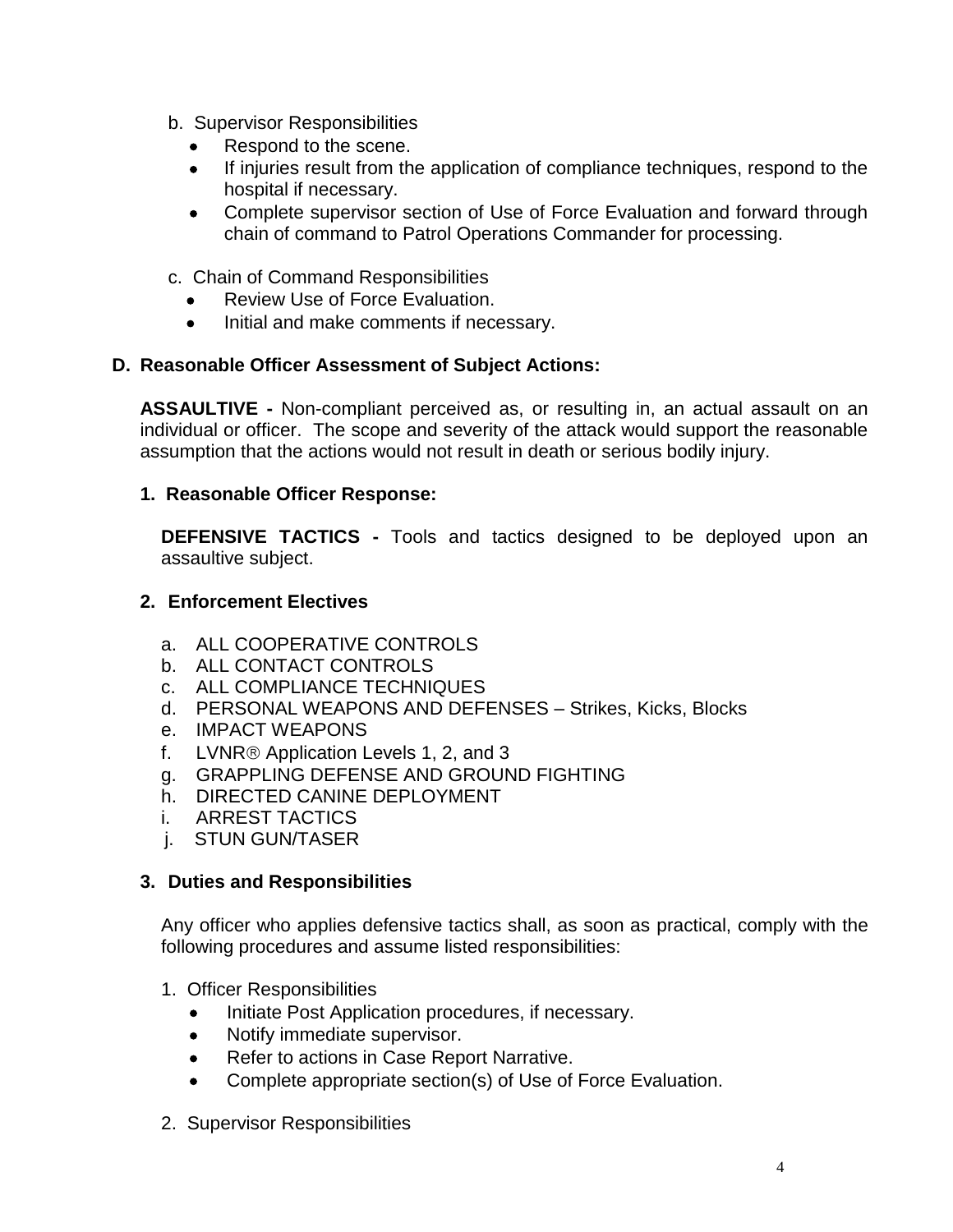b. Supervisor Responsibilities

- Respond to the scene.
- If injuries result from the application of compliance techniques, respond to the hospital if necessary.
- Complete supervisor section of Use of Force Evaluation and forward through chain of command to Patrol Operations Commander for processing.

c. Chain of Command Responsibilities

- Review Use of Force Evaluation.
- Initial and make comments if necessary.

**D. Reasonable Officer Assessment of Subject Actions:**

**ASSAULTIVE -** Non-compliant perceived as, or resulting in, an actual assault on an individual or officer. The scope and severity of the attack would support the reasonable assumption that the actions would not result in death or serious bodily injury.

**1. Reasonable Officer Response:**

**DEFENSIVE TACTICS -** Tools and tactics designed to be deployed upon an assaultive subject.

**2. Enforcement Electives**

a. ALL COOPERATIVE CONTROLS
b. ALL CONTACT CONTROLS
c. ALL COMPLIANCE TECHNIQUES
d. PERSONAL WEAPONS AND DEFENSES – Strikes, Kicks, Blocks
e. IMPACT WEAPONS
f. LVNR® Application Levels 1, 2, and 3
g. GRAPPLING DEFENSE AND GROUND FIGHTING
h. DIRECTED CANINE DEPLOYMENT
i. ARREST TACTICS
j. STUN GUN/TASER

**3. Duties and Responsibilities**

Any officer who applies defensive tactics shall, as soon as practical, comply with the following procedures and assume listed responsibilities:

1. Officer Responsibilities
   - Initiate Post Application procedures, if necessary.
   - Notify immediate supervisor.
   - Refer to actions in Case Report Narrative.
   - Complete appropriate section(s) of Use of Force Evaluation.

2. Supervisor Responsibilities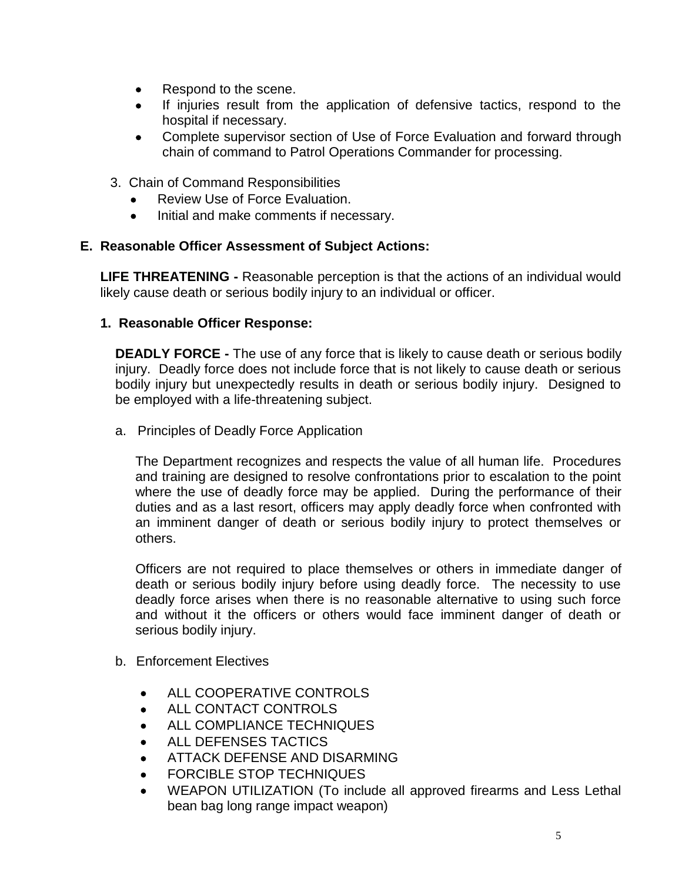- Respond to the scene.
- If injuries result from the application of defensive tactics, respond to the hospital if necessary.
- Complete supervisor section of Use of Force Evaluation and forward through chain of command to Patrol Operations Commander for processing.

3. Chain of Command Responsibilities
   - Review Use of Force Evaluation.
   - Initial and make comments if necessary.

## E. Reasonable Officer Assessment of Subject Actions:

**LIFE THREATENING -** Reasonable perception is that the actions of an individual would likely cause death or serious bodily injury to an individual or officer.

### 1. Reasonable Officer Response:

**DEADLY FORCE -** The use of any force that is likely to cause death or serious bodily injury. Deadly force does not include force that is not likely to cause death or serious bodily injury but unexpectedly results in death or serious bodily injury. Designed to be employed with a life-threatening subject.

a. Principles of Deadly Force Application

The Department recognizes and respects the value of all human life. Procedures and training are designed to resolve confrontations prior to escalation to the point where the use of deadly force may be applied. During the performance of their duties and as a last resort, officers may apply deadly force when confronted with an imminent danger of death or serious bodily injury to protect themselves or others.

Officers are not required to place themselves or others in immediate danger of death or serious bodily injury before using deadly force. The necessity to use deadly force arises when there is no reasonable alternative to using such force and without it the officers or others would face imminent danger of death or serious bodily injury.

b. Enforcement Electives

- ALL COOPERATIVE CONTROLS
- ALL CONTACT CONTROLS
- ALL COMPLIANCE TECHNIQUES
- ALL DEFENSES TACTICS
- ATTACK DEFENSE AND DISARMING
- FORCIBLE STOP TECHNIQUES
- WEAPON UTILIZATION (To include all approved firearms and Less Lethal bean bag long range impact weapon)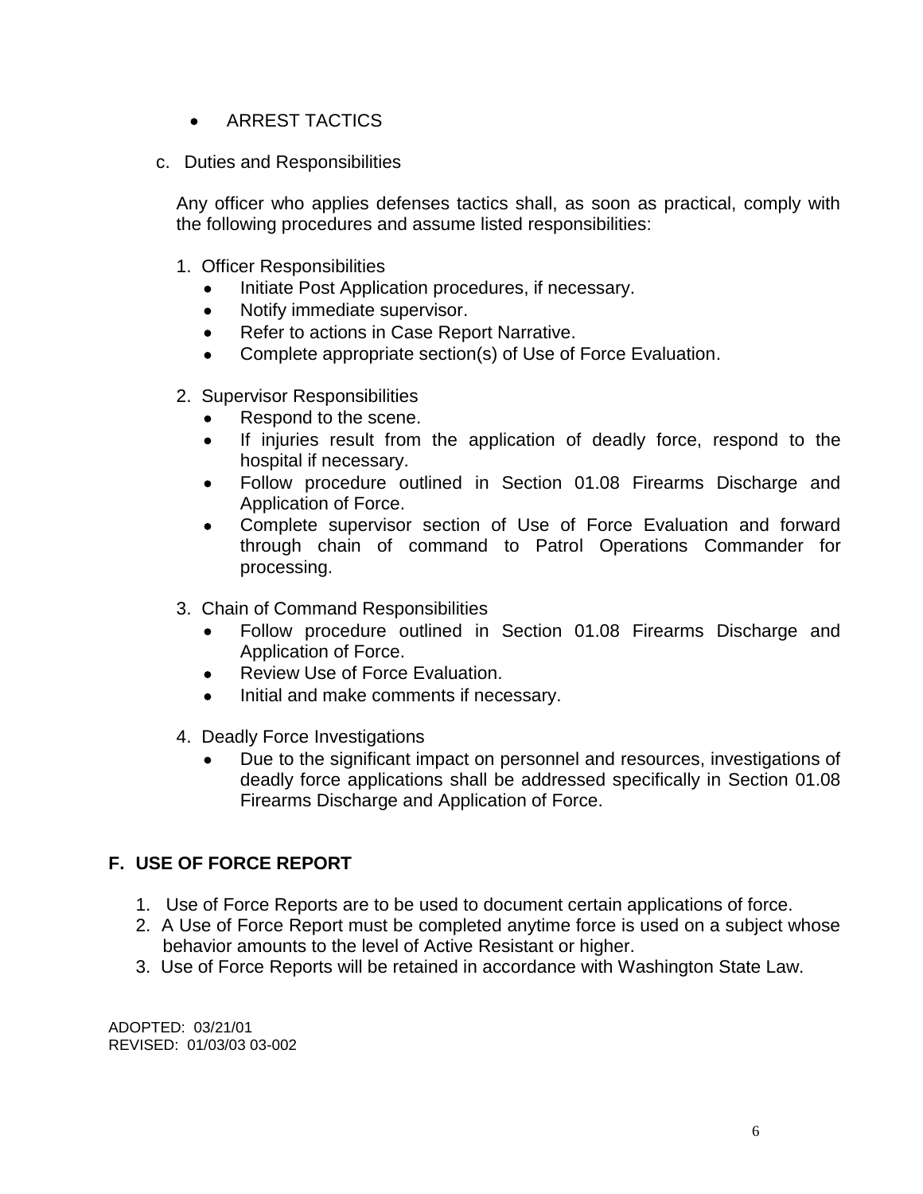- ARREST TACTICS

c. Duties and Responsibilities

Any officer who applies defenses tactics shall, as soon as practical, comply with the following procedures and assume listed responsibilities:

1. Officer Responsibilities
   - Initiate Post Application procedures, if necessary.
   - Notify immediate supervisor.
   - Refer to actions in Case Report Narrative.
   - Complete appropriate section(s) of Use of Force Evaluation.

2. Supervisor Responsibilities
   - Respond to the scene.
   - If injuries result from the application of deadly force, respond to the hospital if necessary.
   - Follow procedure outlined in Section 01.08 Firearms Discharge and Application of Force.
   - Complete supervisor section of Use of Force Evaluation and forward through chain of command to Patrol Operations Commander for processing.

3. Chain of Command Responsibilities
   - Follow procedure outlined in Section 01.08 Firearms Discharge and Application of Force.
   - Review Use of Force Evaluation.
   - Initial and make comments if necessary.

4. Deadly Force Investigations
   - Due to the significant impact on personnel and resources, investigations of deadly force applications shall be addressed specifically in Section 01.08 Firearms Discharge and Application of Force.

## F. USE OF FORCE REPORT

1. Use of Force Reports are to be used to document certain applications of force.
2. A Use of Force Report must be completed anytime force is used on a subject whose behavior amounts to the level of Active Resistant or higher.
3. Use of Force Reports will be retained in accordance with Washington State Law.

ADOPTED: 03/21/01
REVISED: 01/03/03 03-002